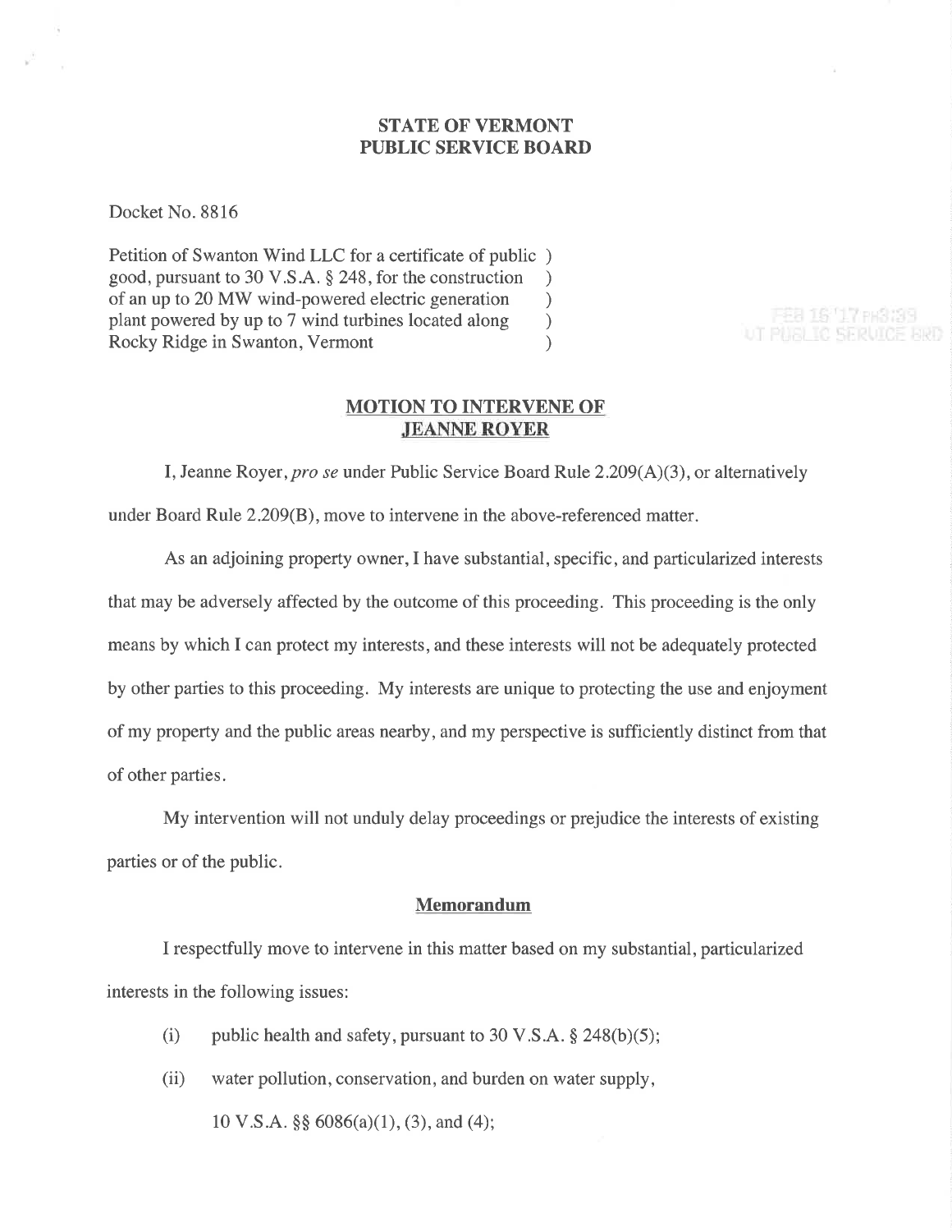**STATE OF VERMONT**
**PUBLIC SERVICE BOARD**

Docket No. 8816

Petition of Swanton Wind LLC for a certificate of public )
good, pursuant to 30 V.S.A. § 248, for the construction )
of an up to 20 MW wind-powered electric generation )
plant powered by up to 7 wind turbines located along )
Rocky Ridge in Swanton, Vermont )

FEB 16 '17 PM3:39
VT PUBLIC SERVICE BRD

## MOTION TO INTERVENE OF JEANNE ROYER

I, Jeanne Royer, *pro se* under Public Service Board Rule 2.209(A)(3), or alternatively under Board Rule 2.209(B), move to intervene in the above-referenced matter.

As an adjoining property owner, I have substantial, specific, and particularized interests that may be adversely affected by the outcome of this proceeding. This proceeding is the only means by which I can protect my interests, and these interests will not be adequately protected by other parties to this proceeding. My interests are unique to protecting the use and enjoyment of my property and the public areas nearby, and my perspective is sufficiently distinct from that of other parties.

My intervention will not unduly delay proceedings or prejudice the interests of existing parties or of the public.

### Memorandum

I respectfully move to intervene in this matter based on my substantial, particularized interests in the following issues:

(i) public health and safety, pursuant to 30 V.S.A. § 248(b)(5);

(ii) water pollution, conservation, and burden on water supply, 10 V.S.A. §§ 6086(a)(1), (3), and (4);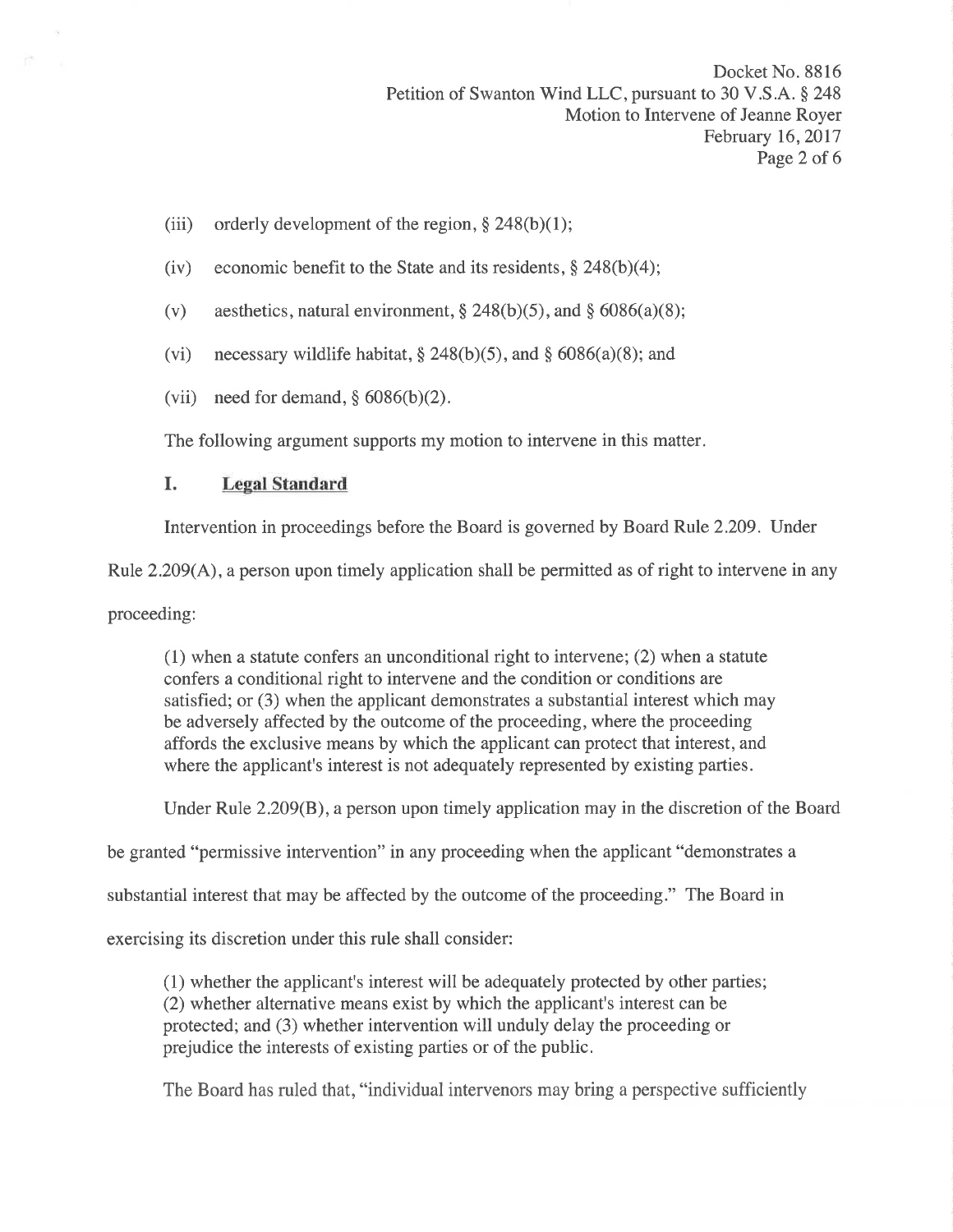(iii) orderly development of the region, § 248(b)(1);

(iv) economic benefit to the State and its residents, § 248(b)(4);

(v) aesthetics, natural environment, § 248(b)(5), and § 6086(a)(8);

(vi) necessary wildlife habitat, § 248(b)(5), and § 6086(a)(8); and

(vii) need for demand, § 6086(b)(2).

The following argument supports my motion to intervene in this matter.

## I. Legal Standard

Intervention in proceedings before the Board is governed by Board Rule 2.209. Under Rule 2.209(A), a person upon timely application shall be permitted as of right to intervene in any proceeding:

> (1) when a statute confers an unconditional right to intervene; (2) when a statute confers a conditional right to intervene and the condition or conditions are satisfied; or (3) when the applicant demonstrates a substantial interest which may be adversely affected by the outcome of the proceeding, where the proceeding affords the exclusive means by which the applicant can protect that interest, and where the applicant's interest is not adequately represented by existing parties.

Under Rule 2.209(B), a person upon timely application may in the discretion of the Board be granted "permissive intervention" in any proceeding when the applicant "demonstrates a substantial interest that may be affected by the outcome of the proceeding." The Board in exercising its discretion under this rule shall consider:

> (1) whether the applicant's interest will be adequately protected by other parties; (2) whether alternative means exist by which the applicant's interest can be protected; and (3) whether intervention will unduly delay the proceeding or prejudice the interests of existing parties or of the public.

The Board has ruled that, "individual intervenors may bring a perspective sufficiently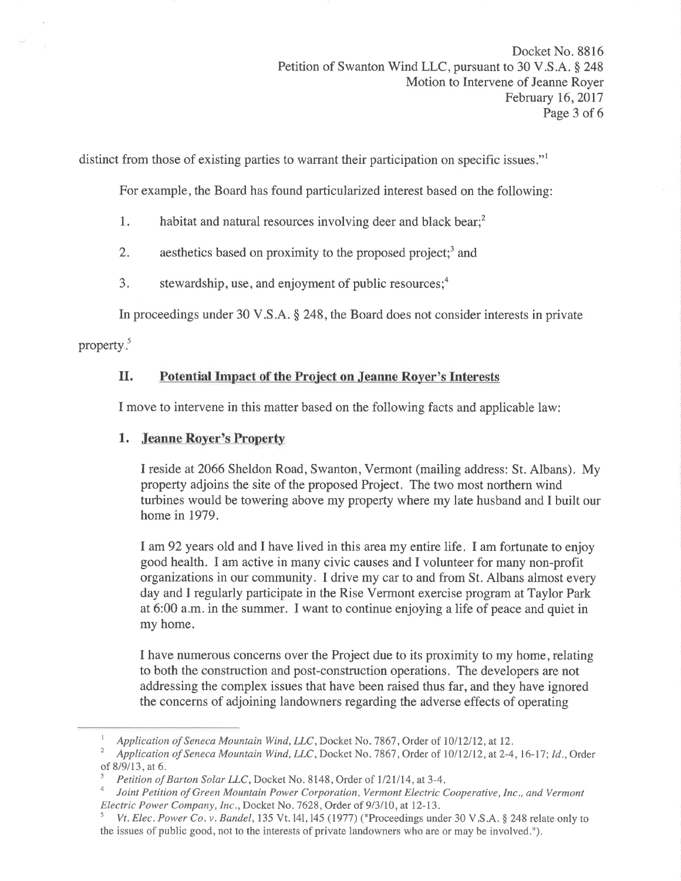distinct from those of existing parties to warrant their participation on specific issues."[1]

For example, the Board has found particularized interest based on the following:

1. habitat and natural resources involving deer and black bear;[2]
2. aesthetics based on proximity to the proposed project;[3] and
3. stewardship, use, and enjoyment of public resources;[4]

In proceedings under 30 V.S.A. § 248, the Board does not consider interests in private property.[5]

## II. Potential Impact of the Project on Jeanne Royer's Interests

I move to intervene in this matter based on the following facts and applicable law:

### 1. Jeanne Royer's Property

I reside at 2066 Sheldon Road, Swanton, Vermont (mailing address: St. Albans). My property adjoins the site of the proposed Project. The two most northern wind turbines would be towering above my property where my late husband and I built our home in 1979.

I am 92 years old and I have lived in this area my entire life. I am fortunate to enjoy good health. I am active in many civic causes and I volunteer for many non-profit organizations in our community. I drive my car to and from St. Albans almost every day and I regularly participate in the Rise Vermont exercise program at Taylor Park at 6:00 a.m. in the summer. I want to continue enjoying a life of peace and quiet in my home.

I have numerous concerns over the Project due to its proximity to my home, relating to both the construction and post-construction operations. The developers are not addressing the complex issues that have been raised thus far, and they have ignored the concerns of adjoining landowners regarding the adverse effects of operating

---

[1] *Application of Seneca Mountain Wind, LLC*, Docket No. 7867, Order of 10/12/12, at 12.

[2] *Application of Seneca Mountain Wind, LLC*, Docket No. 7867, Order of 10/12/12, at 2-4, 16-17; *Id.*, Order of 8/9/13, at 6.

[3] *Petition of Barton Solar LLC*, Docket No. 8148, Order of 1/21/14, at 3-4.

[4] *Joint Petition of Green Mountain Power Corporation, Vermont Electric Cooperative, Inc., and Vermont Electric Power Company, Inc.*, Docket No. 7628, Order of 9/3/10, at 12-13.

[5] *Vt. Elec. Power Co. v. Bandel*, 135 Vt. 141, 145 (1977) ("Proceedings under 30 V.S.A. § 248 relate only to the issues of public good, not to the interests of private landowners who are or may be involved.").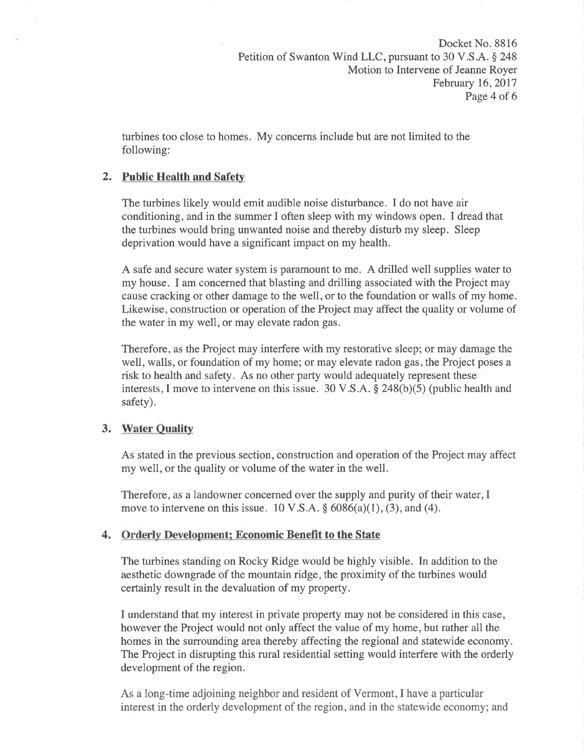turbines too close to homes. My concerns include but are not limited to the following:

## 2. Public Health and Safety

The turbines likely would emit audible noise disturbance. I do not have air conditioning, and in the summer I often sleep with my windows open. I dread that the turbines would bring unwanted noise and thereby disturb my sleep. Sleep deprivation would have a significant impact on my health.

A safe and secure water system is paramount to me. A drilled well supplies water to my house. I am concerned that blasting and drilling associated with the Project may cause cracking or other damage to the well, or to the foundation or walls of my home. Likewise, construction or operation of the Project may affect the quality or volume of the water in my well, or may elevate radon gas.

Therefore, as the Project may interfere with my restorative sleep; or may damage the well, walls, or foundation of my home; or may elevate radon gas, the Project poses a risk to health and safety. As no other party would adequately represent these interests, I move to intervene on this issue. 30 V.S.A. § 248(b)(5) (public health and safety).

## 3. Water Quality

As stated in the previous section, construction and operation of the Project may affect my well, or the quality or volume of the water in the well.

Therefore, as a landowner concerned over the supply and purity of their water, I move to intervene on this issue. 10 V.S.A. § 6086(a)(1), (3), and (4).

## 4. Orderly Development; Economic Benefit to the State

The turbines standing on Rocky Ridge would be highly visible. In addition to the aesthetic downgrade of the mountain ridge, the proximity of the turbines would certainly result in the devaluation of my property.

I understand that my interest in private property may not be considered in this case, however the Project would not only affect the value of my home, but rather all the homes in the surrounding area thereby affecting the regional and statewide economy. The Project in disrupting this rural residential setting would interfere with the orderly development of the region.

As a long-time adjoining neighbor and resident of Vermont, I have a particular interest in the orderly development of the region, and in the statewide economy; and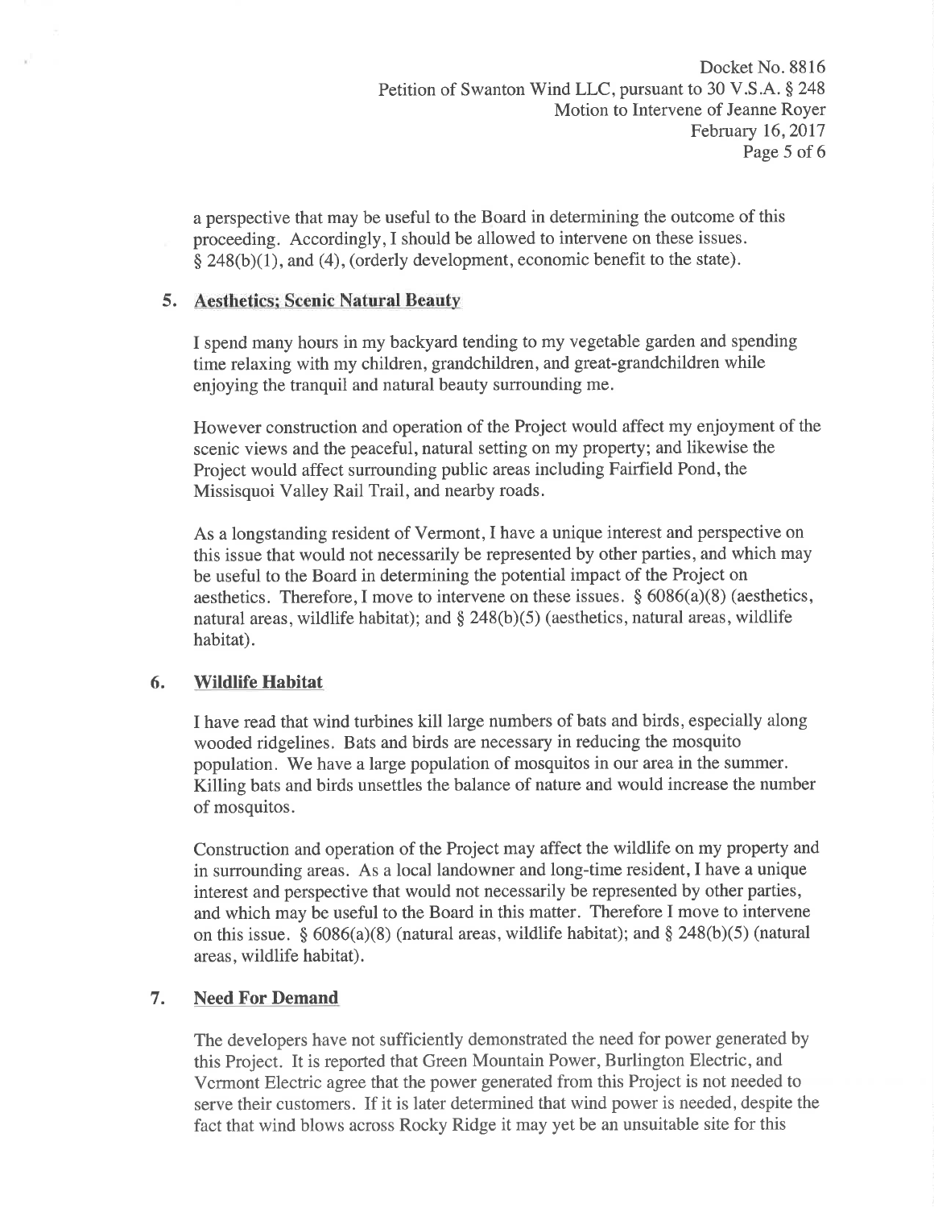a perspective that may be useful to the Board in determining the outcome of this proceeding. Accordingly, I should be allowed to intervene on these issues. § 248(b)(1), and (4), (orderly development, economic benefit to the state).

## 5. Aesthetics; Scenic Natural Beauty

I spend many hours in my backyard tending to my vegetable garden and spending time relaxing with my children, grandchildren, and great-grandchildren while enjoying the tranquil and natural beauty surrounding me.

However construction and operation of the Project would affect my enjoyment of the scenic views and the peaceful, natural setting on my property; and likewise the Project would affect surrounding public areas including Fairfield Pond, the Missisquoi Valley Rail Trail, and nearby roads.

As a longstanding resident of Vermont, I have a unique interest and perspective on this issue that would not necessarily be represented by other parties, and which may be useful to the Board in determining the potential impact of the Project on aesthetics. Therefore, I move to intervene on these issues. § 6086(a)(8) (aesthetics, natural areas, wildlife habitat); and § 248(b)(5) (aesthetics, natural areas, wildlife habitat).

## 6. Wildlife Habitat

I have read that wind turbines kill large numbers of bats and birds, especially along wooded ridgelines. Bats and birds are necessary in reducing the mosquito population. We have a large population of mosquitos in our area in the summer. Killing bats and birds unsettles the balance of nature and would increase the number of mosquitos.

Construction and operation of the Project may affect the wildlife on my property and in surrounding areas. As a local landowner and long-time resident, I have a unique interest and perspective that would not necessarily be represented by other parties, and which may be useful to the Board in this matter. Therefore I move to intervene on this issue. § 6086(a)(8) (natural areas, wildlife habitat); and § 248(b)(5) (natural areas, wildlife habitat).

## 7. Need For Demand

The developers have not sufficiently demonstrated the need for power generated by this Project. It is reported that Green Mountain Power, Burlington Electric, and Vermont Electric agree that the power generated from this Project is not needed to serve their customers. If it is later determined that wind power is needed, despite the fact that wind blows across Rocky Ridge it may yet be an unsuitable site for this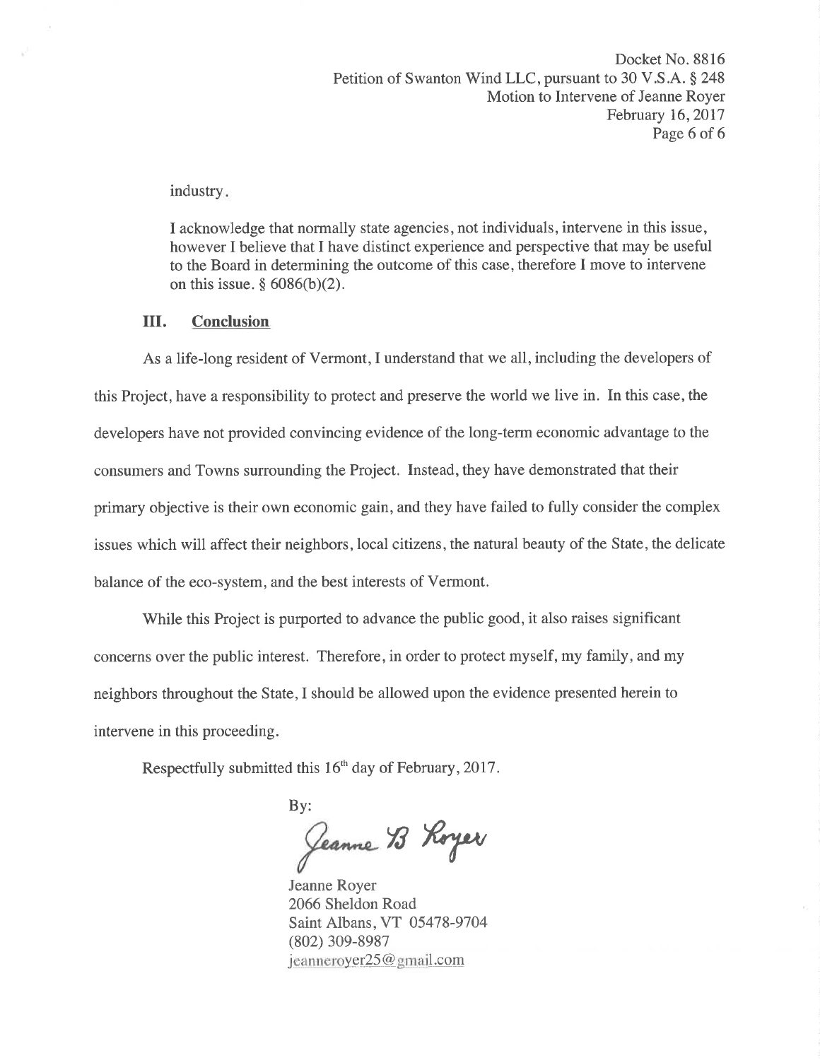industry.

I acknowledge that normally state agencies, not individuals, intervene in this issue, however I believe that I have distinct experience and perspective that may be useful to the Board in determining the outcome of this case, therefore I move to intervene on this issue. § 6086(b)(2).

## III. Conclusion

As a life-long resident of Vermont, I understand that we all, including the developers of this Project, have a responsibility to protect and preserve the world we live in. In this case, the developers have not provided convincing evidence of the long-term economic advantage to the consumers and Towns surrounding the Project. Instead, they have demonstrated that their primary objective is their own economic gain, and they have failed to fully consider the complex issues which will affect their neighbors, local citizens, the natural beauty of the State, the delicate balance of the eco-system, and the best interests of Vermont.

While this Project is purported to advance the public good, it also raises significant concerns over the public interest. Therefore, in order to protect myself, my family, and my neighbors throughout the State, I should be allowed upon the evidence presented herein to intervene in this proceeding.

Respectfully submitted this 16th day of February, 2017.

By:

Jeanne B Royer

Jeanne Royer
2066 Sheldon Road
Saint Albans, VT 05478-9704
(802) 309-8987
jeanneroyer25@gmail.com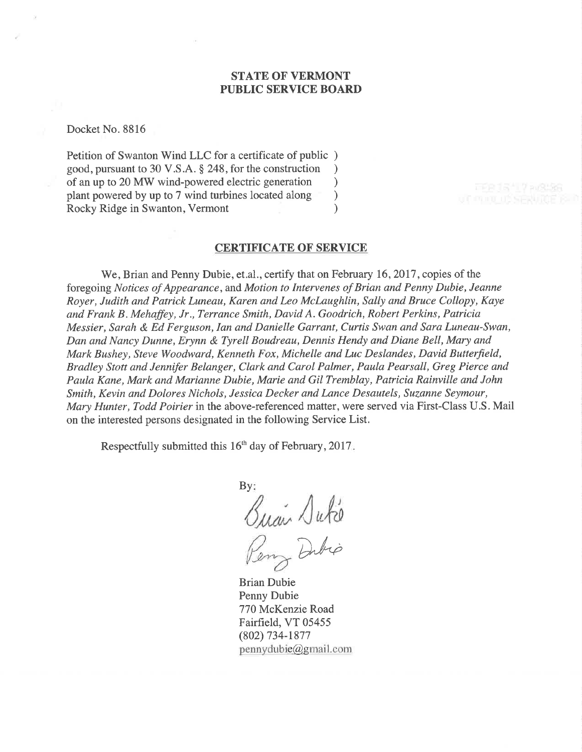**STATE OF VERMONT**
**PUBLIC SERVICE BOARD**

Docket No. 8816

Petition of Swanton Wind LLC for a certificate of public )
good, pursuant to 30 V.S.A. § 248, for the construction )
of an up to 20 MW wind-powered electric generation )
plant powered by up to 7 wind turbines located along )
Rocky Ridge in Swanton, Vermont )

## CERTIFICATE OF SERVICE

We, Brian and Penny Dubie, et.al., certify that on February 16, 2017, copies of the foregoing *Notices of Appearance*, and *Motion to Intervenes of Brian and Penny Dubie, Jeanne Royer, Judith and Patrick Luneau, Karen and Leo McLaughlin, Sally and Bruce Collopy, Kaye and Frank B. Mehaffey, Jr., Terrance Smith, David A. Goodrich, Robert Perkins, Patricia Messier, Sarah & Ed Ferguson, Ian and Danielle Garrant, Curtis Swan and Sara Luneau-Swan, Dan and Nancy Dunne, Erynn & Tyrell Boudreau, Dennis Hendy and Diane Bell, Mary and Mark Bushey, Steve Woodward, Kenneth Fox, Michelle and Luc Deslandes, David Butterfield, Bradley Stott and Jennifer Belanger, Clark and Carol Palmer, Paula Pearsall, Greg Pierce and Paula Kane, Mark and Marianne Dubie, Marie and Gil Tremblay, Patricia Rainville and John Smith, Kevin and Dolores Nichols, Jessica Decker and Lance Desautels, Suzanne Seymour, Mary Hunter, Todd Poirier* in the above-referenced matter, were served via First-Class U.S. Mail on the interested persons designated in the following Service List.

Respectfully submitted this 16th day of February, 2017.

By:

Brian Dubie
Penny Dubie
770 McKenzie Road
Fairfield, VT 05455
(802) 734-1877
pennydubie@gmail.com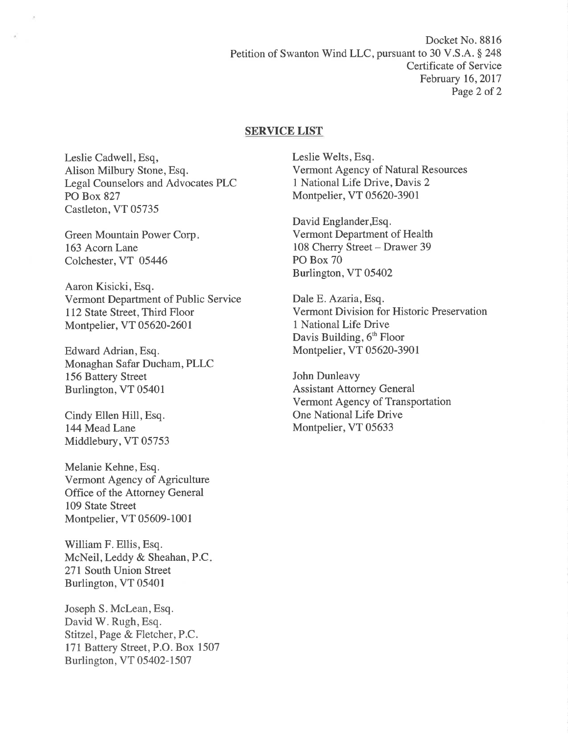## SERVICE LIST

Leslie Cadwell, Esq,
Alison Milbury Stone, Esq.
Legal Counselors and Advocates PLC
PO Box 827
Castleton, VT 05735

Green Mountain Power Corp.
163 Acorn Lane
Colchester, VT 05446

Aaron Kisicki, Esq.
Vermont Department of Public Service
112 State Street, Third Floor
Montpelier, VT 05620-2601

Edward Adrian, Esq.
Monaghan Safar Ducham, PLLC
156 Battery Street
Burlington, VT 05401

Cindy Ellen Hill, Esq.
144 Mead Lane
Middlebury, VT 05753

Melanie Kehne, Esq.
Vermont Agency of Agriculture
Office of the Attorney General
109 State Street
Montpelier, VT 05609-1001

William F. Ellis, Esq.
McNeil, Leddy & Sheahan, P.C.
271 South Union Street
Burlington, VT 05401

Joseph S. McLean, Esq.
David W. Rugh, Esq.
Stitzel, Page & Fletcher, P.C.
171 Battery Street, P.O. Box 1507
Burlington, VT 05402-1507

Leslie Welts, Esq.
Vermont Agency of Natural Resources
1 National Life Drive, Davis 2
Montpelier, VT 05620-3901

David Englander,Esq.
Vermont Department of Health
108 Cherry Street – Drawer 39
PO Box 70
Burlington, VT 05402

Dale E. Azaria, Esq.
Vermont Division for Historic Preservation
1 National Life Drive
Davis Building, 6th Floor
Montpelier, VT 05620-3901

John Dunleavy
Assistant Attorney General
Vermont Agency of Transportation
One National Life Drive
Montpelier, VT 05633